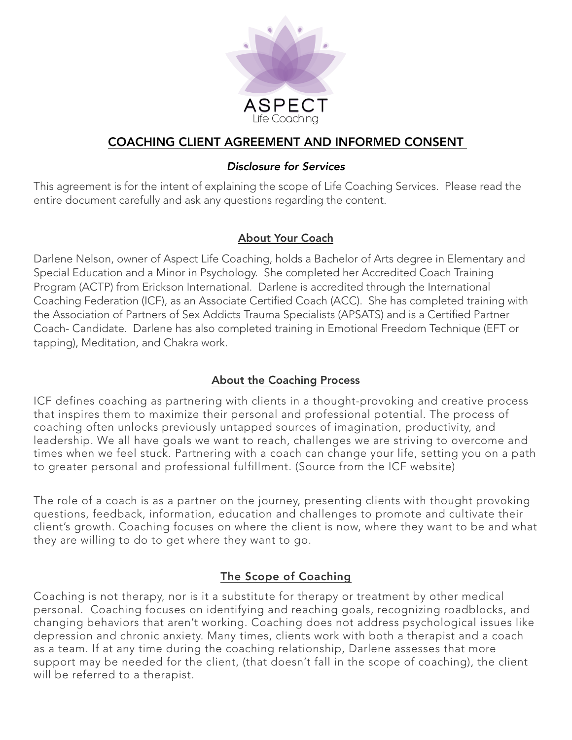ASPECT
Life Coaching

# COACHING CLIENT AGREEMENT AND INFORMED CONSENT

*Disclosure for Services*

This agreement is for the intent of explaining the scope of Life Coaching Services. Please read the entire document carefully and ask any questions regarding the content.

## About Your Coach

Darlene Nelson, owner of Aspect Life Coaching, holds a Bachelor of Arts degree in Elementary and Special Education and a Minor in Psychology. She completed her Accredited Coach Training Program (ACTP) from Erickson International. Darlene is accredited through the International Coaching Federation (ICF), as an Associate Certified Coach (ACC). She has completed training with the Association of Partners of Sex Addicts Trauma Specialists (APSATS) and is a Certified Partner Coach- Candidate. Darlene has also completed training in Emotional Freedom Technique (EFT or tapping), Meditation, and Chakra work.

## About the Coaching Process

ICF defines coaching as partnering with clients in a thought-provoking and creative process that inspires them to maximize their personal and professional potential. The process of coaching often unlocks previously untapped sources of imagination, productivity, and leadership. We all have goals we want to reach, challenges we are striving to overcome and times when we feel stuck. Partnering with a coach can change your life, setting you on a path to greater personal and professional fulfillment. (Source from the ICF website)

The role of a coach is as a partner on the journey, presenting clients with thought provoking questions, feedback, information, education and challenges to promote and cultivate their client's growth. Coaching focuses on where the client is now, where they want to be and what they are willing to do to get where they want to go.

## The Scope of Coaching

Coaching is not therapy, nor is it a substitute for therapy or treatment by other medical personal. Coaching focuses on identifying and reaching goals, recognizing roadblocks, and changing behaviors that aren't working. Coaching does not address psychological issues like depression and chronic anxiety. Many times, clients work with both a therapist and a coach as a team. If at any time during the coaching relationship, Darlene assesses that more support may be needed for the client, (that doesn't fall in the scope of coaching), the client will be referred to a therapist.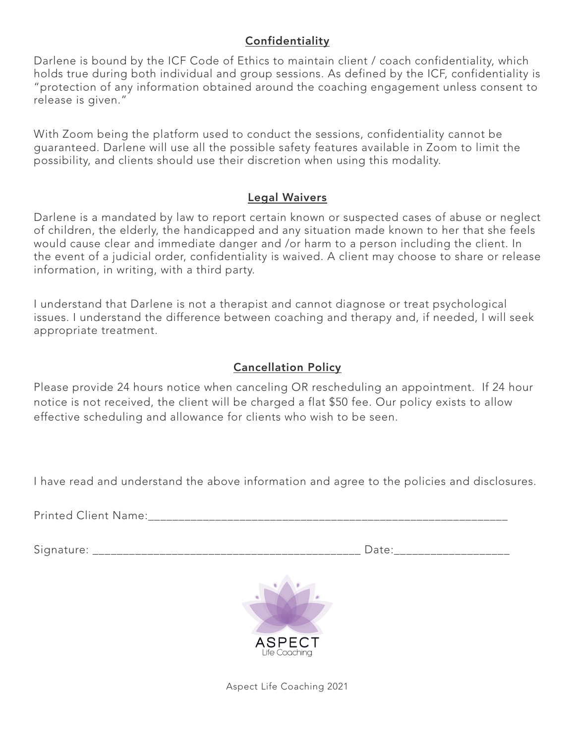## Confidentiality

Darlene is bound by the ICF Code of Ethics to maintain client / coach confidentiality, which holds true during both individual and group sessions. As defined by the ICF, confidentiality is "protection of any information obtained around the coaching engagement unless consent to release is given."

With Zoom being the platform used to conduct the sessions, confidentiality cannot be guaranteed. Darlene will use all the possible safety features available in Zoom to limit the possibility, and clients should use their discretion when using this modality.

## Legal Waivers

Darlene is a mandated by law to report certain known or suspected cases of abuse or neglect of children, the elderly, the handicapped and any situation made known to her that she feels would cause clear and immediate danger and /or harm to a person including the client. In the event of a judicial order, confidentiality is waived. A client may choose to share or release information, in writing, with a third party.

I understand that Darlene is not a therapist and cannot diagnose or treat psychological issues. I understand the difference between coaching and therapy and, if needed, I will seek appropriate treatment.

## Cancellation Policy

Please provide 24 hours notice when canceling OR rescheduling an appointment. If 24 hour notice is not received, the client will be charged a flat $50 fee. Our policy exists to allow effective scheduling and allowance for clients who wish to be seen.

I have read and understand the above information and agree to the policies and disclosures.

Printed Client Name:____________________________________________________________

Signature: ___________________________________________ Date:__________________

ASPECT
Life Coaching

Aspect Life Coaching 2021